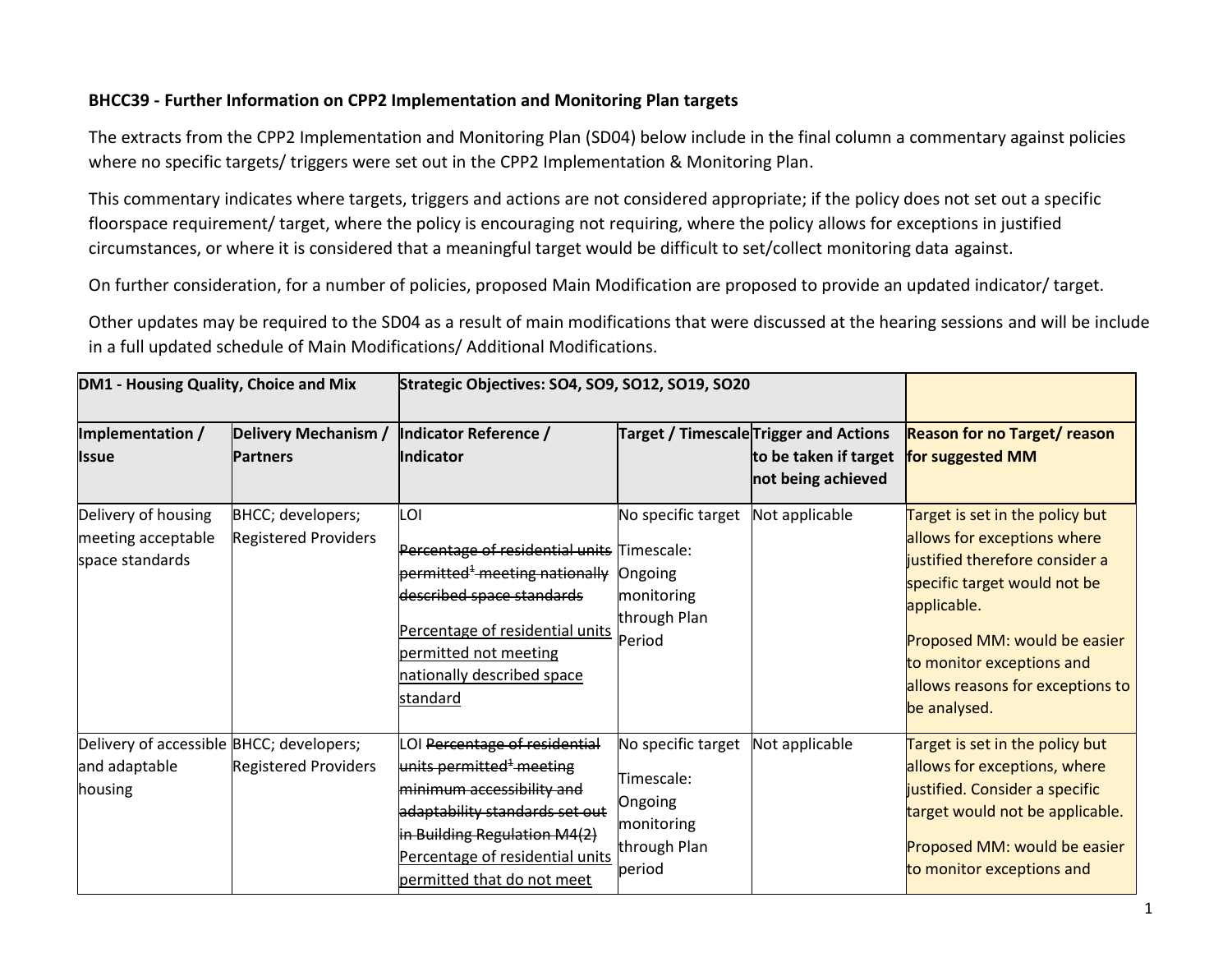**BHCC39 - Further Information on CPP2 Implementation and Monitoring Plan targets**

The extracts from the CPP2 Implementation and Monitoring Plan (SD04) below include in the final column a commentary against policies where no specific targets/ triggers were set out in the CPP2 Implementation & Monitoring Plan.

This commentary indicates where targets, triggers and actions are not considered appropriate; if the policy does not set out a specific floorspace requirement/ target, where the policy is encouraging not requiring, where the policy allows for exceptions in justified circumstances, or where it is considered that a meaningful target would be difficult to set/collect monitoring data against.

On further consideration, for a number of policies, proposed Main Modification are proposed to provide an updated indicator/ target.

Other updates may be required to the SD04 as a result of main modifications that were discussed at the hearing sessions and will be include in a full updated schedule of Main Modifications/ Additional Modifications.

| **DM1 - Housing Quality, Choice and Mix** | | **Strategic Objectives: SO4, SO9, SO12, SO19, SO20** | | | |
|---|---|---|---|---|---|
| **Implementation / Issue** | **Delivery Mechanism / Partners** | **Indicator Reference / Indicator** | **Target / Timescale** | **Trigger and Actions to be taken if target not being achieved** | **Reason for no Target/ reason for suggested MM** |
| Delivery of housing meeting acceptable space standards | BHCC; developers; Registered Providers | LOI<br><br>~~Percentage of residential units permitted[1] meeting nationally described space standards~~<br><br><u>Percentage of residential units permitted not meeting nationally described space standard</u> | No specific target<br><br>Timescale: Ongoing monitoring through Plan Period | Not applicable | Target is set in the policy but allows for exceptions where justified therefore consider a specific target would not be applicable.<br><br>Proposed MM: would be easier to monitor exceptions and allows reasons for exceptions to be analysed. |
| Delivery of accessible and adaptable housing | BHCC; developers; Registered Providers | LOI ~~Percentage of residential units permitted[1] meeting minimum accessibility and adaptability standards set out in Building Regulation M4(2)~~ <u>Percentage of residential units permitted that do not meet</u> | No specific target<br><br>Timescale: Ongoing monitoring through Plan period | Not applicable | Target is set in the policy but allows for exceptions, where justified. Consider a specific target would not be applicable.<br><br>Proposed MM: would be easier to monitor exceptions and |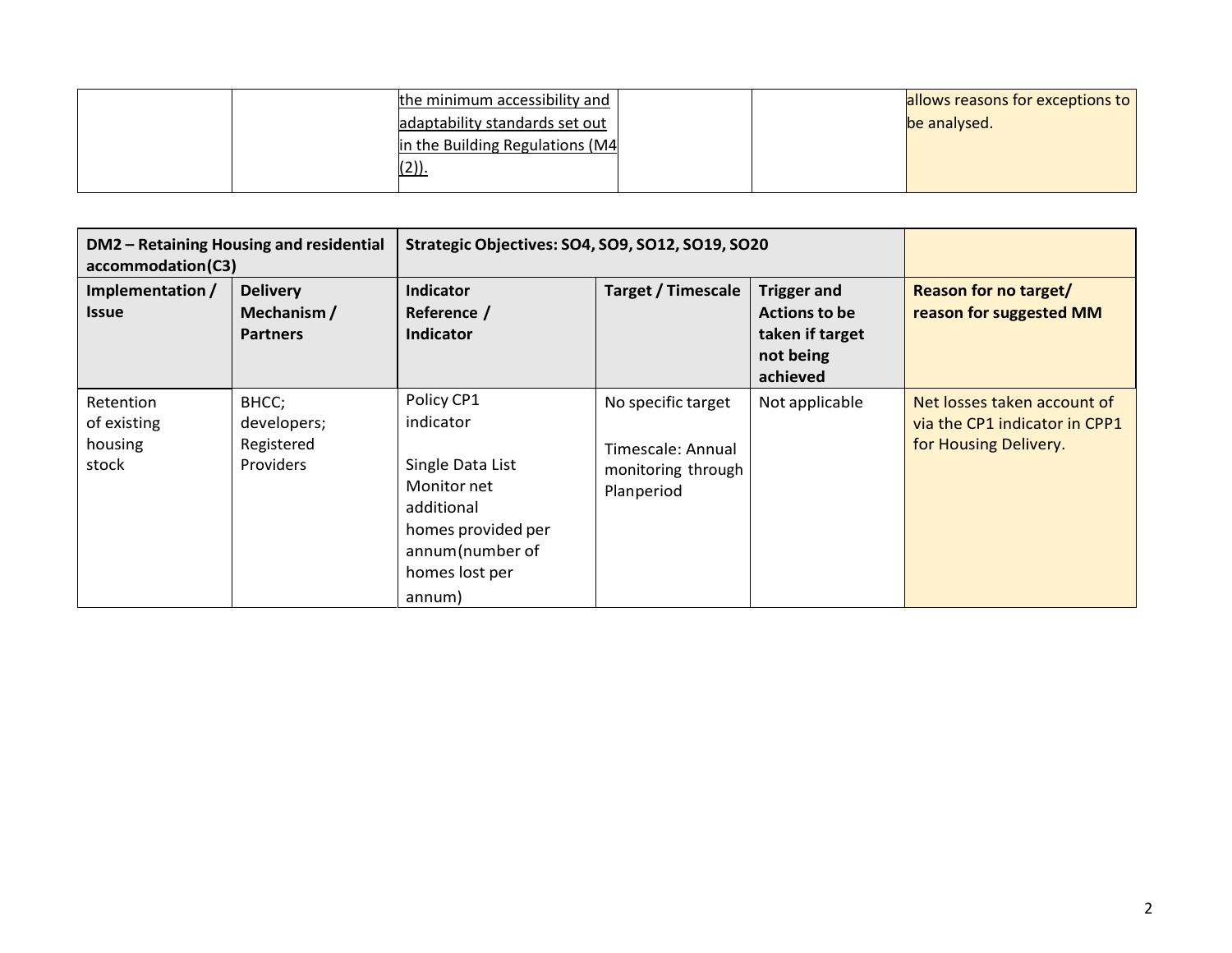| | | the minimum accessibility and adaptability standards set out in the Building Regulations (M4 (2)). | | | allows reasons for exceptions to be analysed. |
|---|---|---|---|---|---|

| **DM2 – Retaining Housing and residential accommodation(C3)** | | **Strategic Objectives: SO4, SO9, SO12, SO19, SO20** | | | |
|---|---|---|---|---|---|
| **Implementation / Issue** | **Delivery Mechanism / Partners** | **Indicator Reference / Indicator** | **Target / Timescale** | **Trigger and Actions to be taken if target not being achieved** | **Reason for no target/ reason for suggested MM** |
| Retention of existing housing stock | BHCC; developers; Registered Providers | Policy CP1 indicator<br><br>Single Data List Monitor net additional homes provided per annum(number of homes lost per annum) | No specific target<br><br>Timescale: Annual monitoring through Planperiod | Not applicable | Net losses taken account of via the CP1 indicator in CPP1 for Housing Delivery. |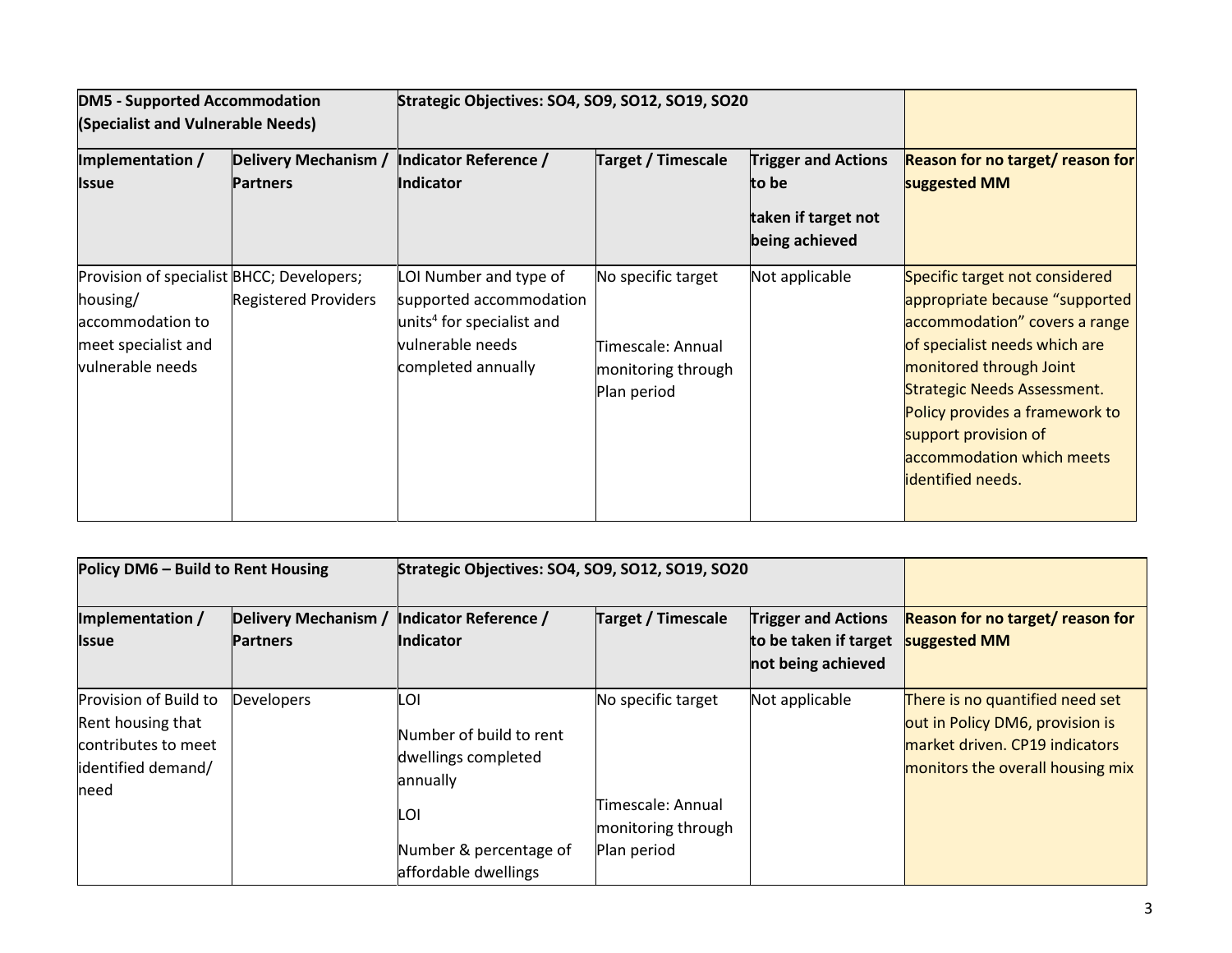| DM5 - Supported Accommodation (Specialist and Vulnerable Needs) | | Strategic Objectives: SO4, SO9, SO12, SO19, SO20 | | | |
|---|---|---|---|---|---|
| **Implementation / Issue** | **Delivery Mechanism / Partners** | **Indicator Reference / Indicator** | **Target / Timescale** | **Trigger and Actions to be taken if target not being achieved** | **Reason for no target/ reason for suggested MM** |
| Provision of specialist housing/ accommodation to meet specialist and vulnerable needs | BHCC; Developers; Registered Providers | LOI Number and type of supported accommodation units[4] for specialist and vulnerable needs completed annually | No specific target<br><br>Timescale: Annual monitoring through Plan period | Not applicable | Specific target not considered appropriate because "supported accommodation" covers a range of specialist needs which are monitored through Joint Strategic Needs Assessment. Policy provides a framework to support provision of accommodation which meets identified needs. |

| Policy DM6 – Build to Rent Housing | | Strategic Objectives: SO4, SO9, SO12, SO19, SO20 | | | |
|---|---|---|---|---|---|
| **Implementation / Issue** | **Delivery Mechanism / Partners** | **Indicator Reference / Indicator** | **Target / Timescale** | **Trigger and Actions to be taken if target not being achieved** | **Reason for no target/ reason for suggested MM** |
| Provision of Build to Rent housing that contributes to meet identified demand/ need | Developers | LOI<br><br>Number of build to rent dwellings completed annually<br><br>LOI<br><br>Number & percentage of affordable dwellings | No specific target<br><br>Timescale: Annual monitoring through Plan period | Not applicable | There is no quantified need set out in Policy DM6, provision is market driven. CP19 indicators monitors the overall housing mix |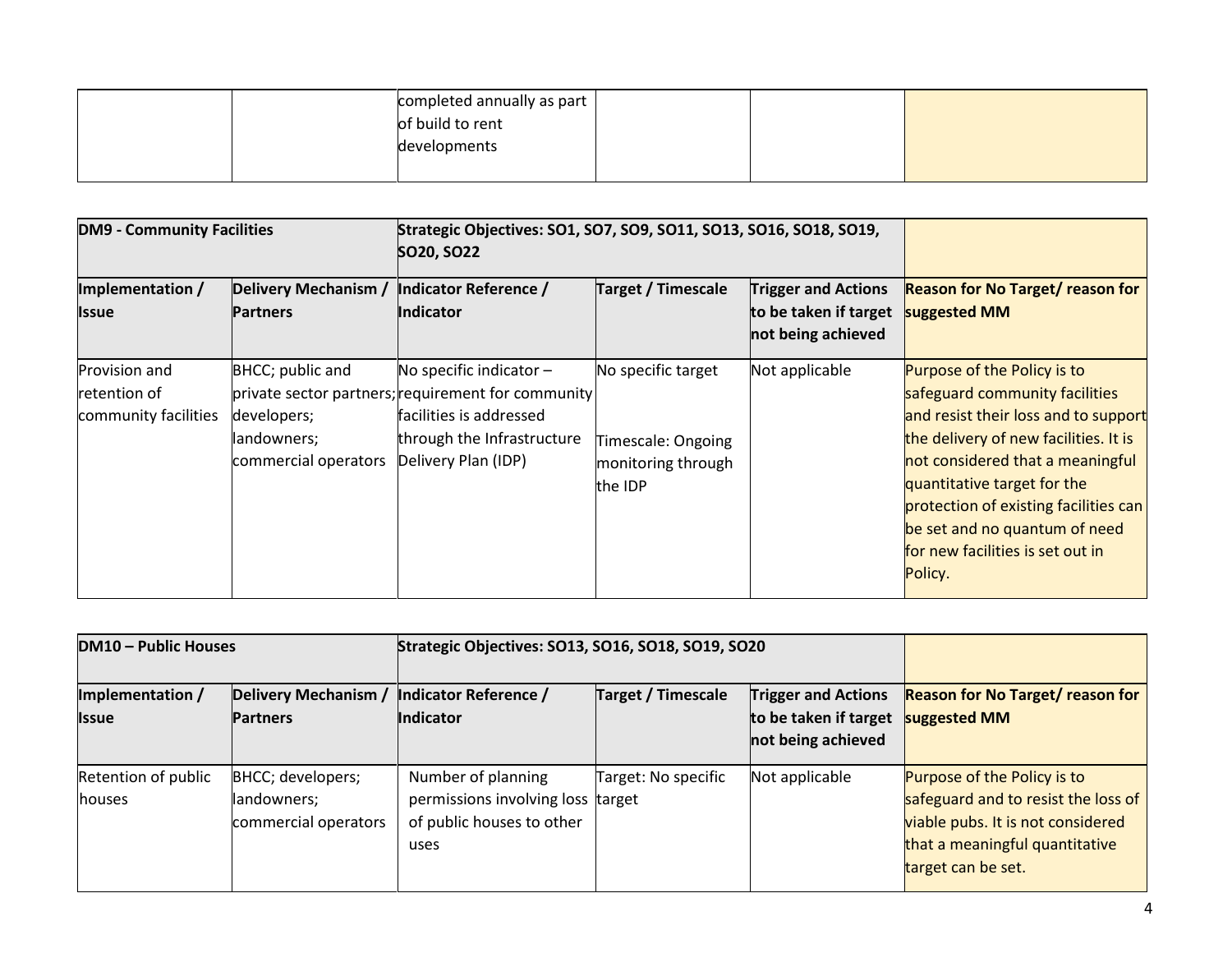| | | completed annually as part of build to rent developments | | | |
|---|---|---|---|---|---|

| DM9 - Community Facilities | | Strategic Objectives: SO1, SO7, SO9, SO11, SO13, SO16, SO18, SO19, SO20, SO22 | | | |
|---|---|---|---|---|---|
| **Implementation / Issue** | **Delivery Mechanism / Partners** | **Indicator Reference / Indicator** | **Target / Timescale** | **Trigger and Actions to be taken if target not being achieved** | **Reason for No Target/ reason for suggested MM** |
| Provision and retention of community facilities | BHCC; public and private sector partners; developers; landowners; commercial operators | No specific indicator – requirement for community facilities is addressed through the Infrastructure Delivery Plan (IDP) | No specific target<br><br>Timescale: Ongoing monitoring through the IDP | Not applicable | Purpose of the Policy is to safeguard community facilities and resist their loss and to support the delivery of new facilities. It is not considered that a meaningful quantitative target for the protection of existing facilities can be set and no quantum of need for new facilities is set out in Policy. |

| DM10 – Public Houses | | Strategic Objectives: SO13, SO16, SO18, SO19, SO20 | | | |
|---|---|---|---|---|---|
| **Implementation / Issue** | **Delivery Mechanism / Partners** | **Indicator Reference / Indicator** | **Target / Timescale** | **Trigger and Actions to be taken if target not being achieved** | **Reason for No Target/ reason for suggested MM** |
| Retention of public houses | BHCC; developers; landowners; commercial operators | Number of planning permissions involving loss of public houses to other uses | Target: No specific target | Not applicable | Purpose of the Policy is to safeguard and to resist the loss of viable pubs. It is not considered that a meaningful quantitative target can be set. |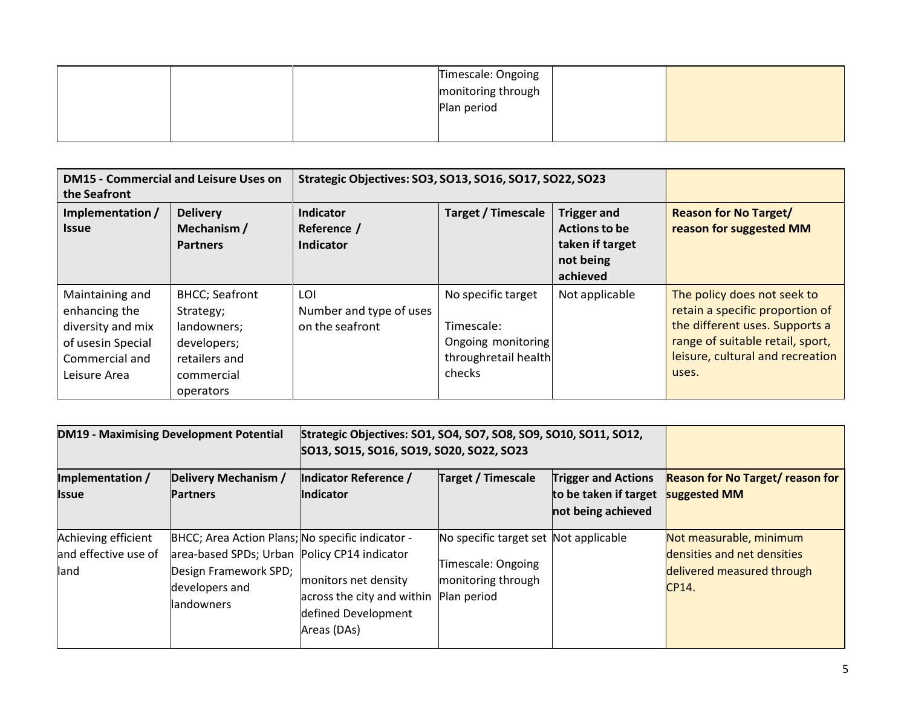| | | | Timescale: Ongoing monitoring through Plan period | | |
|---|---|---|---|---|---|

| DM15 - Commercial and Leisure Uses on the Seafront | | Strategic Objectives: SO3, SO13, SO16, SO17, SO22, SO23 | | | |
|---|---|---|---|---|---|
| **Implementation / Issue** | **Delivery Mechanism / Partners** | **Indicator Reference / Indicator** | **Target / Timescale** | **Trigger and Actions to be taken if target not being achieved** | **Reason for No Target/ reason for suggested MM** |
| Maintaining and enhancing the diversity and mix of usesin Special Commercial and Leisure Area | BHCC; Seafront Strategy; landowners; developers; retailers and commercial operators | LOI<br>Number and type of uses on the seafront | No specific target<br><br>Timescale: Ongoing monitoring throughretail health checks | Not applicable | The policy does not seek to retain a specific proportion of the different uses. Supports a range of suitable retail, sport, leisure, cultural and recreation uses. |

| DM19 - Maximising Development Potential | | Strategic Objectives: SO1, SO4, SO7, SO8, SO9, SO10, SO11, SO12, SO13, SO15, SO16, SO19, SO20, SO22, SO23 | | | |
|---|---|---|---|---|---|
| **Implementation / Issue** | **Delivery Mechanism / Partners** | **Indicator Reference / Indicator** | **Target / Timescale** | **Trigger and Actions to be taken if target not being achieved** | **Reason for No Target/ reason for suggested MM** |
| Achieving efficient and effective use of land | BHCC; Area Action Plans; area-based SPDs; Urban Design Framework SPD; developers and landowners | No specific indicator - Policy CP14 indicator<br><br>monitors net density across the city and within defined Development Areas (DAs) | No specific target set<br><br>Timescale: Ongoing monitoring through Plan period | Not applicable | Not measurable, minimum densities and net densities delivered measured through CP14. |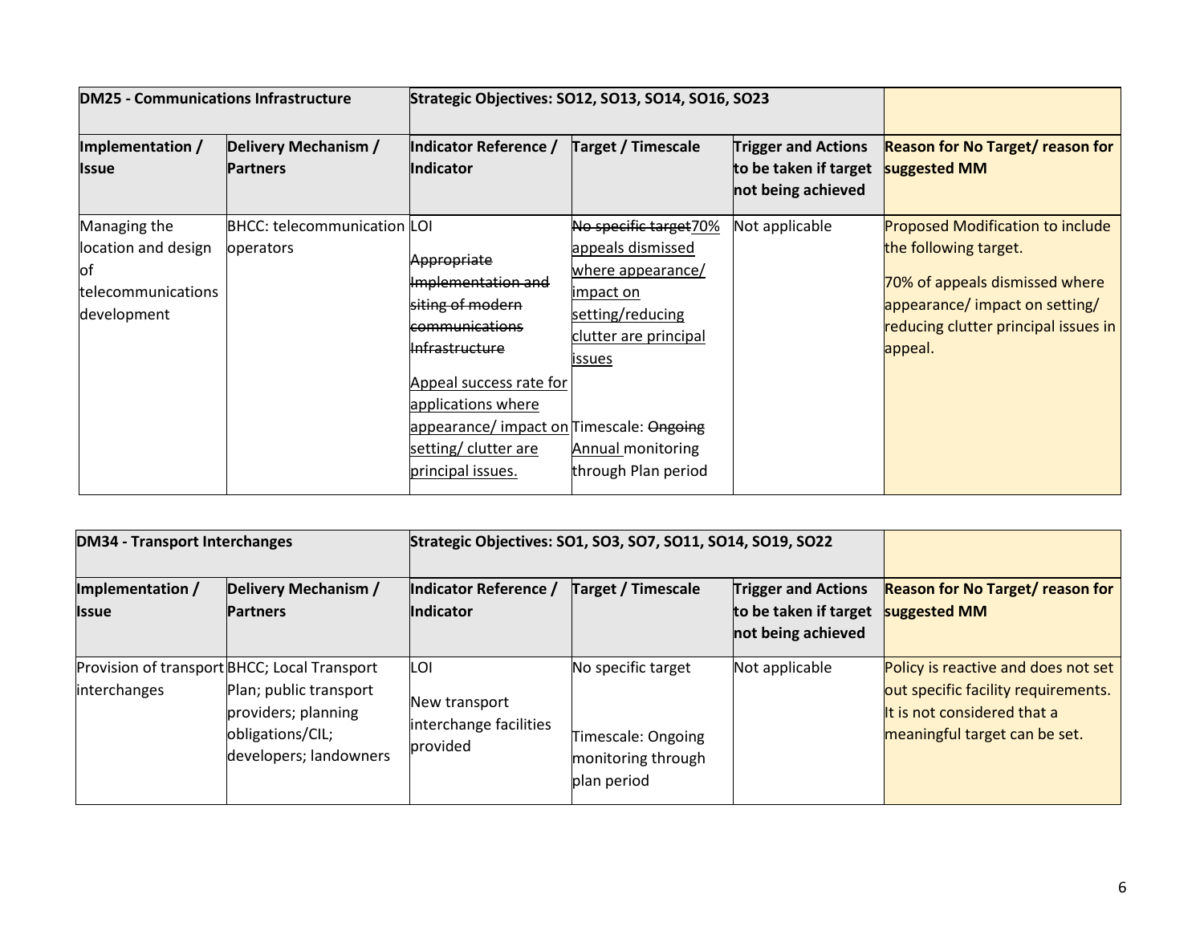| DM25 - Communications Infrastructure | | Strategic Objectives: SO12, SO13, SO14, SO16, SO23 | | | |
|---|---|---|---|---|---|
| **Implementation / Issue** | **Delivery Mechanism / Partners** | **Indicator Reference / Indicator** | **Target / Timescale** | **Trigger and Actions to be taken if target not being achieved** | **Reason for No Target/ reason for suggested MM** |
| Managing the location and design of telecommunications development | BHCC: telecommunication operators | LOI<br><br>~~Appropriate Implementation and siting of modern communications Infrastructure~~<br><br><u>Appeal success rate for applications where appearance/ impact on setting/ clutter are principal issues.</u> | ~~No specific target~~<u>70% appeals dismissed where appearance/ impact on setting/reducing clutter are principal issues</u><br><br>Timescale: ~~Ongoing~~ <u>Annual</u> monitoring through Plan period | Not applicable | Proposed Modification to include the following target.<br><br>70% of appeals dismissed where appearance/ impact on setting/ reducing clutter principal issues in appeal. |

| DM34 - Transport Interchanges | | Strategic Objectives: SO1, SO3, SO7, SO11, SO14, SO19, SO22 | | | |
|---|---|---|---|---|---|
| **Implementation / Issue** | **Delivery Mechanism / Partners** | **Indicator Reference / Indicator** | **Target / Timescale** | **Trigger and Actions to be taken if target not being achieved** | **Reason for No Target/ reason for suggested MM** |
| Provision of transport interchanges | BHCC; Local Transport Plan; public transport providers; planning obligations/CIL; developers; landowners | LOI<br><br>New transport interchange facilities provided | No specific target<br><br>Timescale: Ongoing monitoring through plan period | Not applicable | Policy is reactive and does not set out specific facility requirements. It is not considered that a meaningful target can be set. |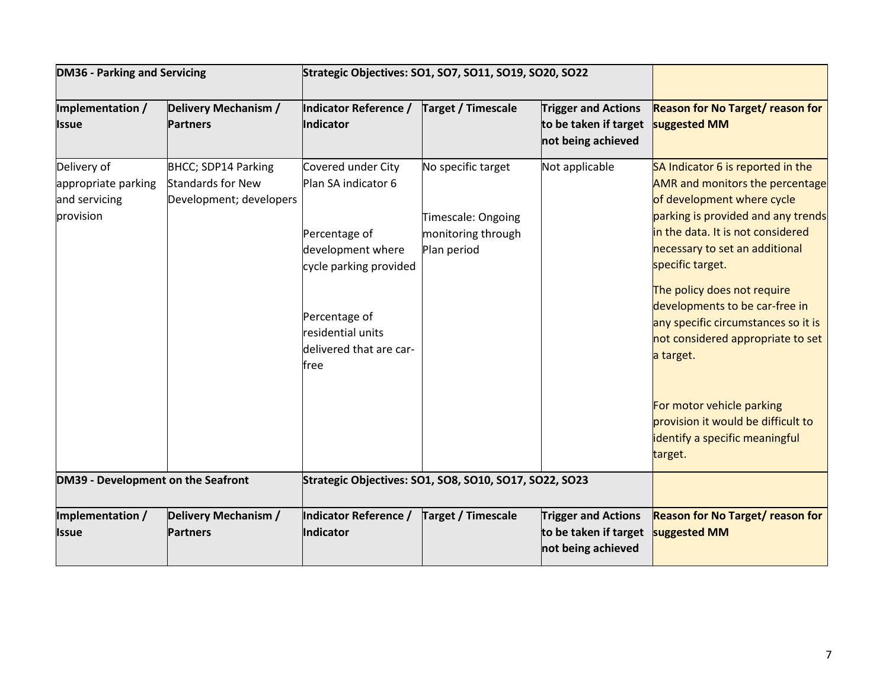| DM36 - Parking and Servicing | | Strategic Objectives: SO1, SO7, SO11, SO19, SO20, SO22 | | | |
|---|---|---|---|---|---|
| **Implementation / Issue** | **Delivery Mechanism / Partners** | **Indicator Reference / Indicator** | **Target / Timescale** | **Trigger and Actions to be taken if target not being achieved** | **Reason for No Target/ reason for suggested MM** |
| Delivery of appropriate parking and servicing provision | BHCC; SDP14 Parking Standards for New Development; developers | Covered under City Plan SA indicator 6<br><br>Percentage of development where cycle parking provided<br><br>Percentage of residential units delivered that are car-free | No specific target<br><br>Timescale: Ongoing monitoring through Plan period | Not applicable | SA Indicator 6 is reported in the AMR and monitors the percentage of development where cycle parking is provided and any trends in the data. It is not considered necessary to set an additional specific target.<br><br>The policy does not require developments to be car-free in any specific circumstances so it is not considered appropriate to set a target.<br><br>For motor vehicle parking provision it would be difficult to identify a specific meaningful target. |

| DM39 - Development on the Seafront | | Strategic Objectives: SO1, SO8, SO10, SO17, SO22, SO23 | | | |
|---|---|---|---|---|---|
| **Implementation / Issue** | **Delivery Mechanism / Partners** | **Indicator Reference / Indicator** | **Target / Timescale** | **Trigger and Actions to be taken if target not being achieved** | **Reason for No Target/ reason for suggested MM** |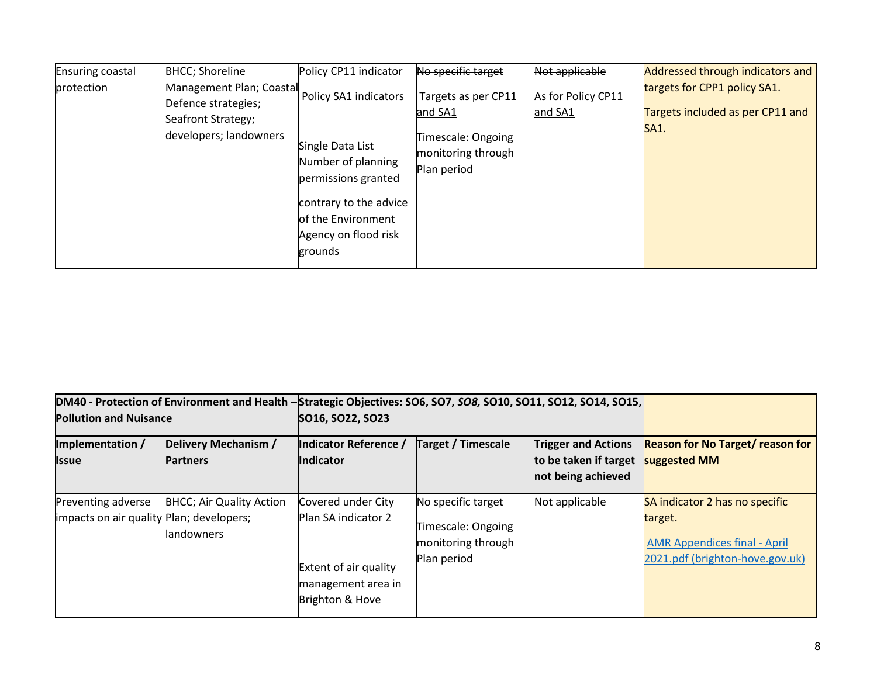| Ensuring coastal protection | BHCC; Shoreline Management Plan; Coastal Defence strategies; Seafront Strategy; developers; landowners | Policy CP11 indicator <br><br> <u>Policy SA1 indicators</u> <br><br> Single Data List Number of planning permissions granted contrary to the advice of the Environment Agency on flood risk grounds | ~~No specific target~~ <br><br> <u>Targets as per CP11 and SA1</u> <br><br> Timescale: Ongoing monitoring through Plan period | ~~Not applicable~~ <br><br> <u>As for Policy CP11 and SA1</u> | Addressed through indicators and targets for CPP1 policy SA1. <br><br> Targets included as per CP11 and SA1. |
|---|---|---|---|---|---|

| **DM40 - Protection of Environment and Health – Pollution and Nuisance** | | **Strategic Objectives: SO6, SO7, *SO8,* SO10, SO11, SO12, SO14, SO15, SO16, SO22, SO23** | | | |
|---|---|---|---|---|---|
| **Implementation / Issue** | **Delivery Mechanism / Partners** | **Indicator Reference / Indicator** | **Target / Timescale** | **Trigger and Actions to be taken if target not being achieved** | **Reason for No Target/ reason for suggested MM** |
| Preventing adverse impacts on air quality | BHCC; Air Quality Action Plan; developers; landowners | Covered under City Plan SA indicator 2 <br><br> Extent of air quality management area in Brighton & Hove | No specific target <br><br> Timescale: Ongoing monitoring through Plan period | Not applicable | SA indicator 2 has no specific target. <br><br> [AMR Appendices final - April 2021.pdf (brighton-hove.gov.uk)]() |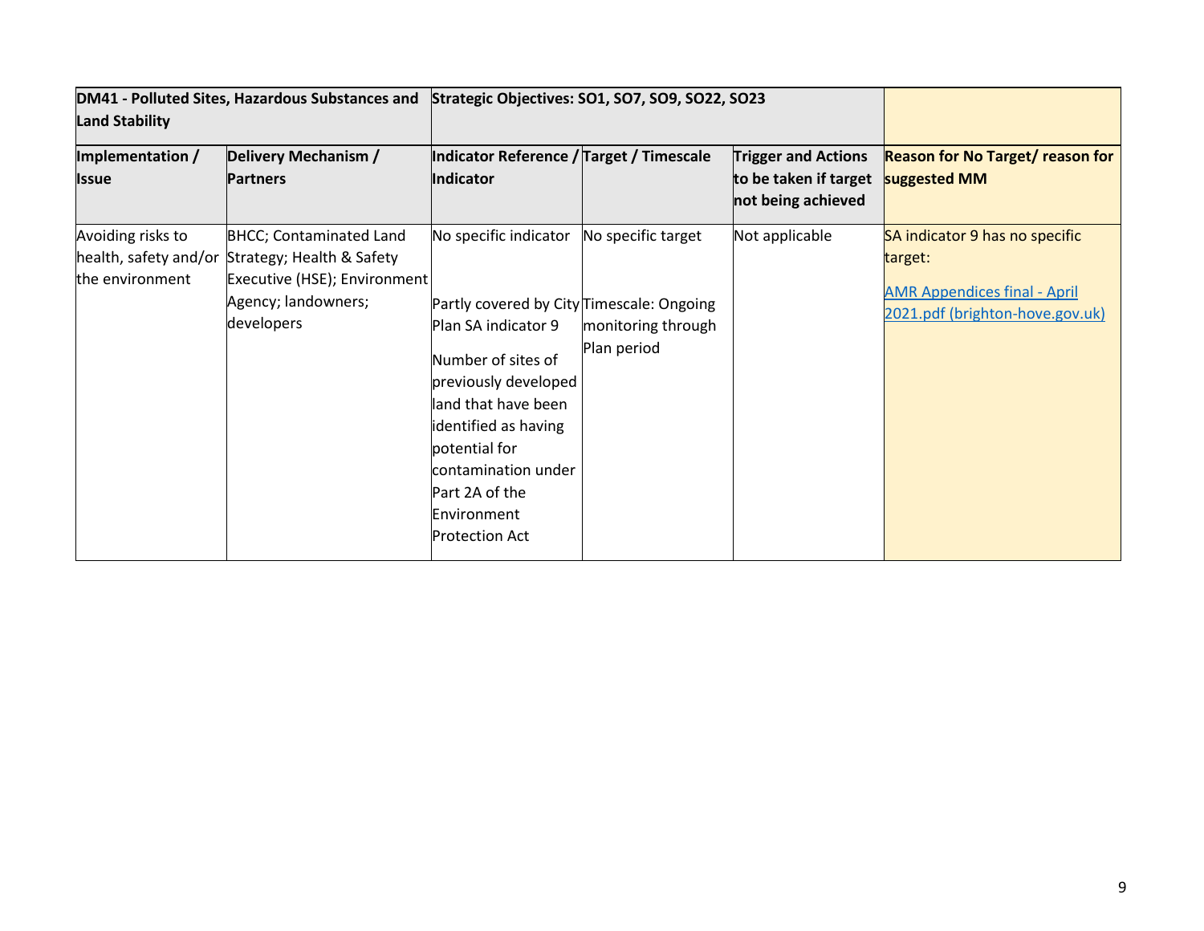| DM41 - Polluted Sites, Hazardous Substances and Land Stability | | Strategic Objectives: SO1, SO7, SO9, SO22, SO23 | | | |
|---|---|---|---|---|---|
| **Implementation / Issue** | **Delivery Mechanism / Partners** | **Indicator Reference / Indicator** | **Target / Timescale** | **Trigger and Actions to be taken if target not being achieved** | **Reason for No Target/ reason for suggested MM** |
| Avoiding risks to health, safety and/or the environment | BHCC; Contaminated Land Strategy; Health & Safety Executive (HSE); Environment Agency; landowners; developers | No specific indicator<br><br>Partly covered by City Plan SA indicator 9<br><br>Number of sites of previously developed land that have been identified as having potential for contamination under Part 2A of the Environment Protection Act | No specific target<br><br>Timescale: Ongoing monitoring through Plan period | Not applicable | SA indicator 9 has no specific target:<br><br>[AMR Appendices final - April 2021.pdf (brighton-hove.gov.uk)] |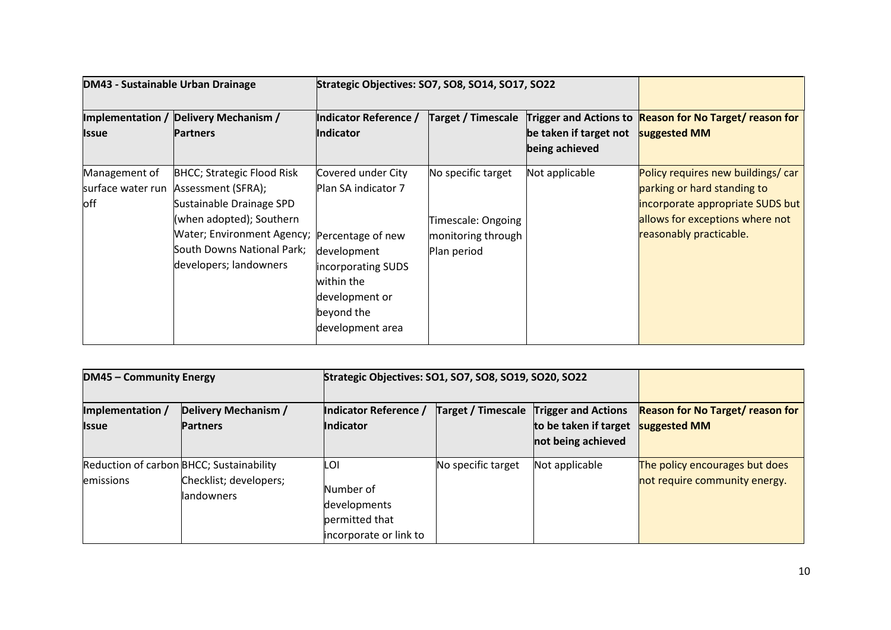| DM43 - Sustainable Urban Drainage | | Strategic Objectives: SO7, SO8, SO14, SO17, SO22 | | | |
|---|---|---|---|---|---|
| **Implementation / Issue** | **Delivery Mechanism / Partners** | **Indicator Reference / Indicator** | **Target / Timescale** | **Trigger and Actions to be taken if target not being achieved** | **Reason for No Target/ reason for suggested MM** |
| Management of surface water run off | BHCC; Strategic Flood Risk Assessment (SFRA); Sustainable Drainage SPD (when adopted); Southern Water; Environment Agency; South Downs National Park; developers; landowners | Covered under City Plan SA indicator 7<br><br>Percentage of new development incorporating SUDS within the development or beyond the development area | No specific target<br><br>Timescale: Ongoing monitoring through Plan period | Not applicable | Policy requires new buildings/ car parking or hard standing to incorporate appropriate SUDS but allows for exceptions where not reasonably practicable. |

| DM45 – Community Energy | | Strategic Objectives: SO1, SO7, SO8, SO19, SO20, SO22 | | | |
|---|---|---|---|---|---|
| **Implementation / Issue** | **Delivery Mechanism / Partners** | **Indicator Reference / Indicator** | **Target / Timescale** | **Trigger and Actions to be taken if target not being achieved** | **Reason for No Target/ reason for suggested MM** |
| Reduction of carbon emissions | BHCC; Sustainability Checklist; developers; landowners | LOI<br><br>Number of developments permitted that incorporate or link to | No specific target | Not applicable | The policy encourages but does not require community energy. |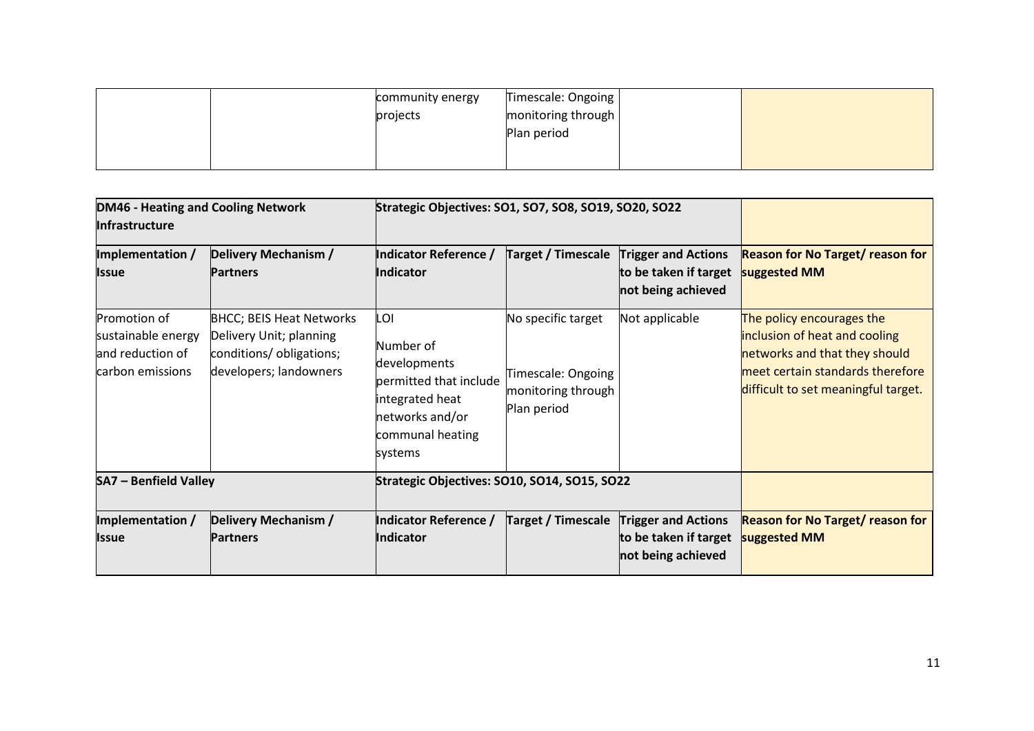| | | community energy projects | Timescale: Ongoing monitoring through Plan period | | |
|---|---|---|---|---|---|

| **DM46 - Heating and Cooling Network Infrastructure** | | **Strategic Objectives: SO1, SO7, SO8, SO19, SO20, SO22** | | | |
|---|---|---|---|---|---|
| **Implementation / Issue** | **Delivery Mechanism / Partners** | **Indicator Reference / Indicator** | **Target / Timescale** | **Trigger and Actions to be taken if target not being achieved** | **Reason for No Target/ reason for suggested MM** |
| Promotion of sustainable energy and reduction of carbon emissions | BHCC; BEIS Heat Networks Delivery Unit; planning conditions/ obligations; developers; landowners | LOI<br><br>Number of developments permitted that include integrated heat networks and/or communal heating systems | No specific target<br><br>Timescale: Ongoing monitoring through Plan period | Not applicable | The policy encourages the inclusion of heat and cooling networks and that they should meet certain standards therefore difficult to set meaningful target. |

| **SA7 – Benfield Valley** | | **Strategic Objectives: SO10, SO14, SO15, SO22** | | | |
|---|---|---|---|---|---|
| **Implementation / Issue** | **Delivery Mechanism / Partners** | **Indicator Reference / Indicator** | **Target / Timescale** | **Trigger and Actions to be taken if target not being achieved** | **Reason for No Target/ reason for suggested MM** |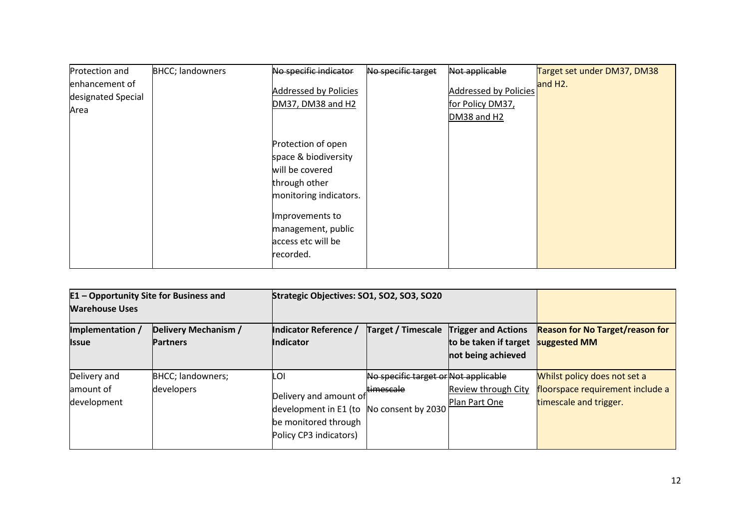| | | | | | |
|---|---|---|---|---|---|
| Protection and enhancement of designated Special Area | BHCC; landowners | ~~No specific indicator~~ <u>Addressed by Policies DM37, DM38 and H2</u> Protection of open space & biodiversity will be covered through other monitoring indicators. Improvements to management, public access etc will be recorded. | ~~No specific target~~ | ~~Not applicable~~ <u>Addressed by Policies for Policy DM37, DM38 and H2</u> | Target set under DM37, DM38 and H2. |

| **E1 – Opportunity Site for Business and Warehouse Uses** | | **Strategic Objectives: SO1, SO2, SO3, SO20** | | | |
|---|---|---|---|---|---|
| **Implementation / Issue** | **Delivery Mechanism / Partners** | **Indicator Reference / Indicator** | **Target / Timescale** | **Trigger and Actions to be taken if target not being achieved** | **Reason for No Target/reason for suggested MM** |
| Delivery and amount of development | BHCC; landowners; developers | LOI Delivery and amount of development in E1 (to be monitored through Policy CP3 indicators) | ~~No specific target or timescale~~ No consent by 2030 | ~~Not applicable~~ <u>Review through City Plan Part One</u> | Whilst policy does not set a floorspace requirement include a timescale and trigger. |